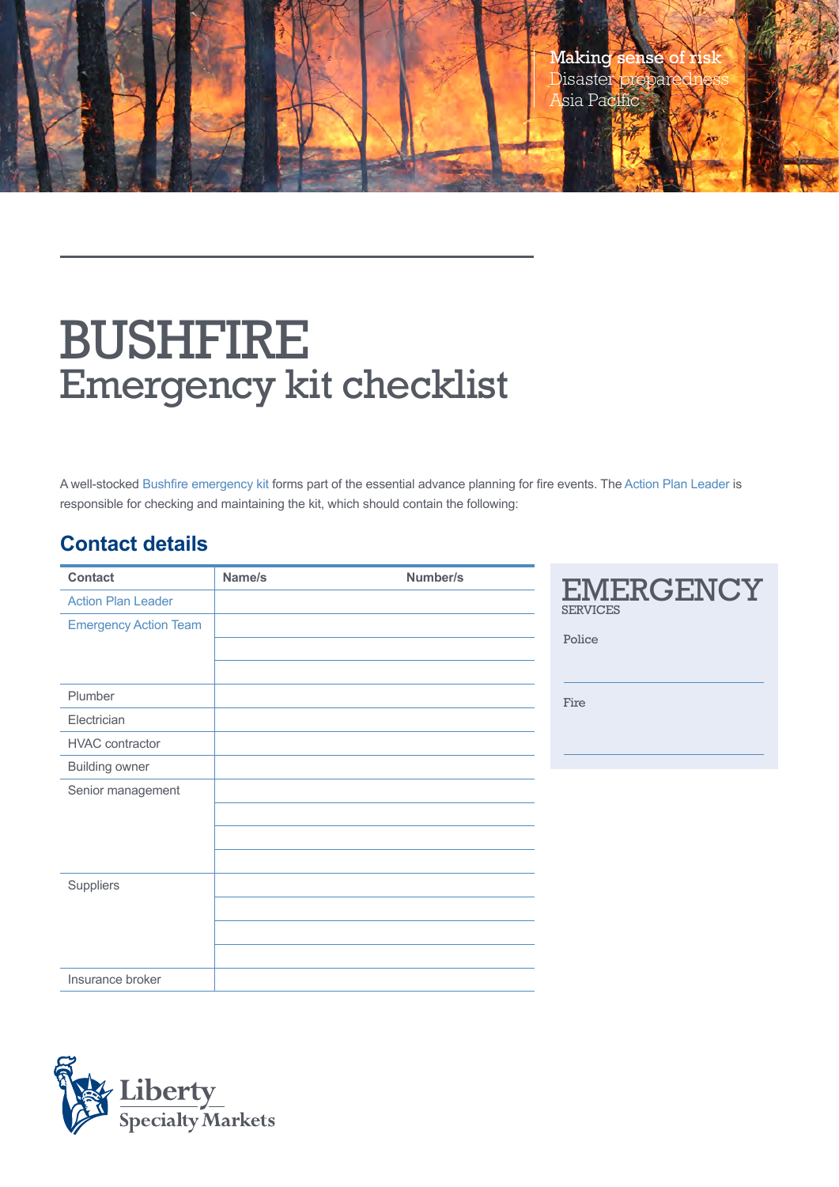Making sense of risk
Disaster preparedness
Asia Pacific

# BUSHFIRE
## Emergency kit checklist

A well-stocked Bushfire emergency kit forms part of the essential advance planning for fire events. The Action Plan Leader is responsible for checking and maintaining the kit, which should contain the following:

## Contact details

| Contact | Name/s | Number/s |
|---|---|---|
| Action Plan Leader | | |
| Emergency Action Team | | |
| | | |
| | | |
| Plumber | | |
| Electrician | | |
| HVAC contractor | | |
| Building owner | | |
| Senior management | | |
| | | |
| | | |
| | | |
| Suppliers | | |
| | | |
| | | |
| | | |
| Insurance broker | | |

### EMERGENCY SERVICES

Police

Fire

Liberty Specialty Markets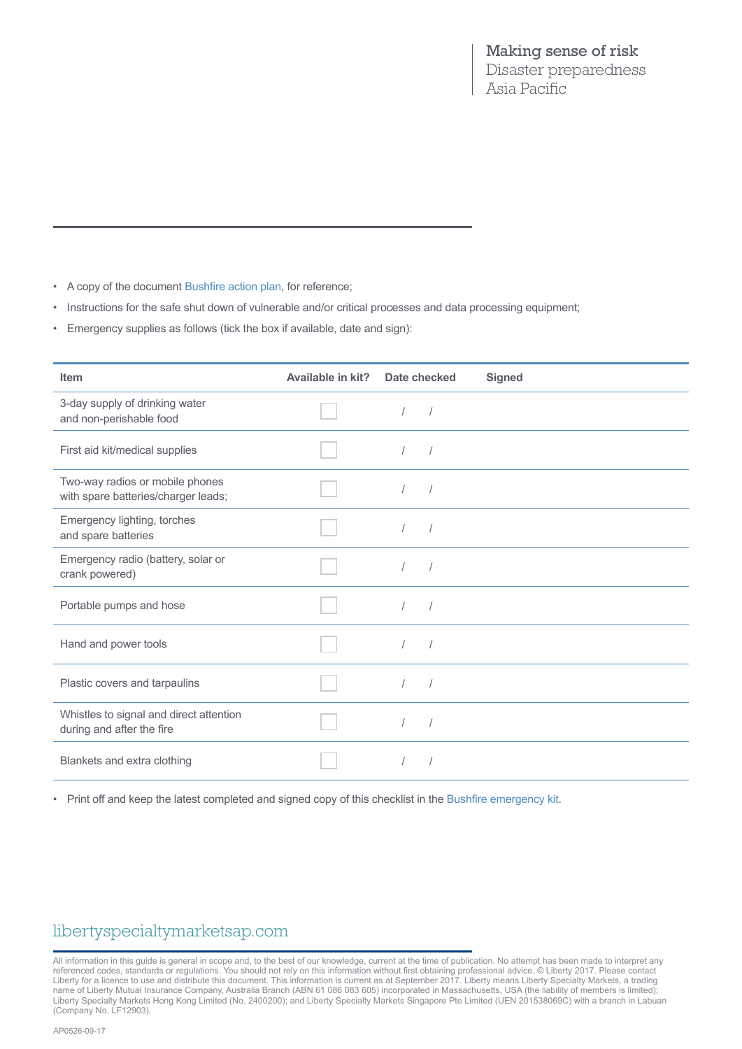- A copy of the document Bushfire action plan, for reference;
- Instructions for the safe shut down of vulnerable and/or critical processes and data processing equipment;
- Emergency supplies as follows (tick the box if available, date and sign):

| Item | Available in kit? | Date checked | Signed |
|---|---|---|---|
| 3-day supply of drinking water and non-perishable food | ☐ | / / | |
| First aid kit/medical supplies | ☐ | / / | |
| Two-way radios or mobile phones with spare batteries/charger leads; | ☐ | / / | |
| Emergency lighting, torches and spare batteries | ☐ | / / | |
| Emergency radio (battery, solar or crank powered) | ☐ | / / | |
| Portable pumps and hose | ☐ | / / | |
| Hand and power tools | ☐ | / / | |
| Plastic covers and tarpaulins | ☐ | / / | |
| Whistles to signal and direct attention during and after the fire | ☐ | / / | |
| Blankets and extra clothing | ☐ | / / | |

- Print off and keep the latest completed and signed copy of this checklist in the Bushfire emergency kit.

libertyspecialtymarketsap.com

All information in this guide is general in scope and, to the best of our knowledge, current at the time of publication. No attempt has been made to interpret any referenced codes, standards or regulations. You should not rely on this information without first obtaining professional advice. © Liberty 2017. Please contact Liberty for a licence to use and distribute this document. This information is current as at September 2017. Liberty means Liberty Specialty Markets, a trading name of Liberty Mutual Insurance Company, Australia Branch (ABN 61 086 083 605) incorporated in Massachusetts, USA (the liability of members is limited); Liberty Specialty Markets Hong Kong Limited (No. 2400200); and Liberty Specialty Markets Singapore Pte Limited (UEN 201538069C) with a branch in Labuan (Company No. LF12903).

AP0526-09-17